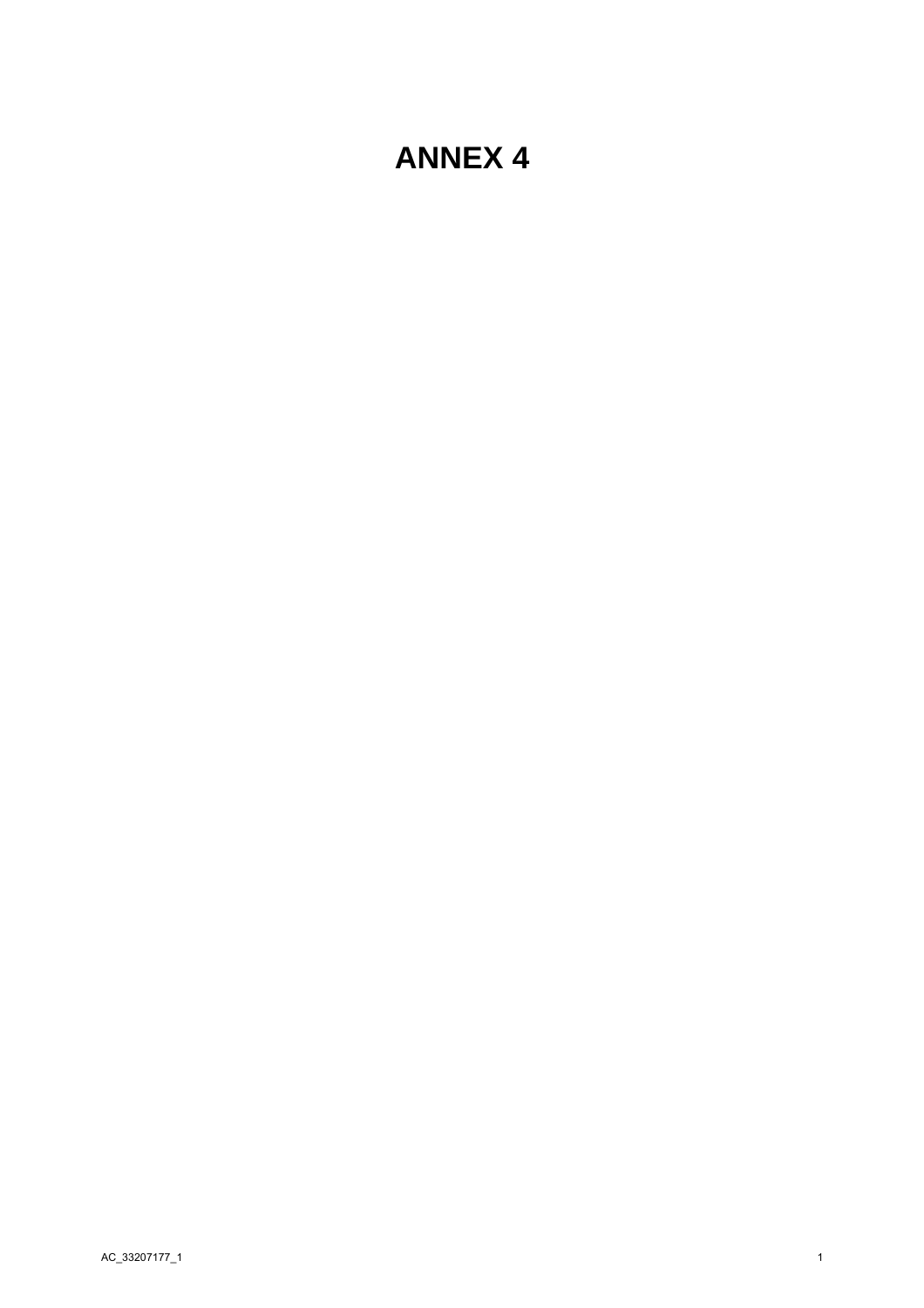# ANNEX 4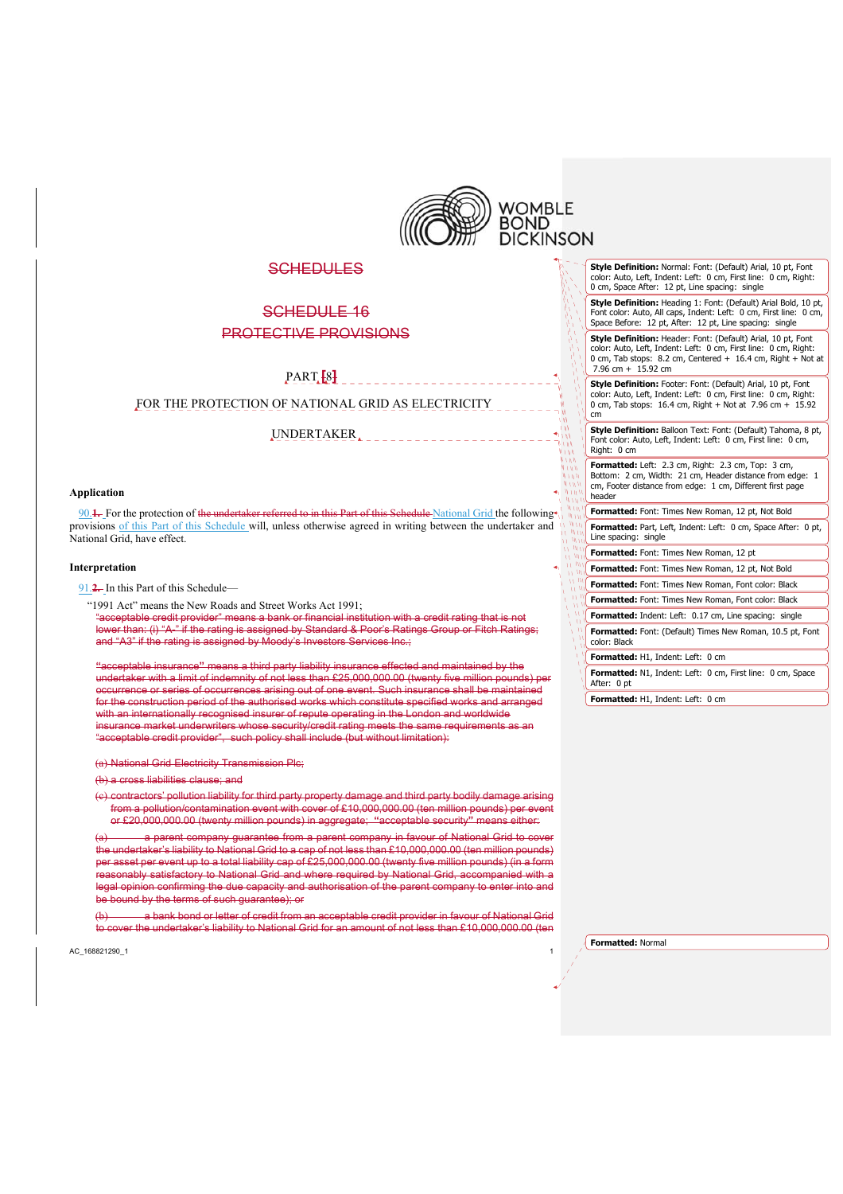SCHEDULES

SCHEDULE 16

PROTECTIVE PROVISIONS

PART [8]

FOR THE PROTECTION OF NATIONAL GRID AS ELECTRICITY

UNDERTAKER

**Application**

90 1. For the protection of the undertaker referred to in this Part of this Schedule National Grid the following provisions of this Part of this Schedule will, unless otherwise agreed in writing between the undertaker and National Grid, have effect.

**Interpretation**

91 2. In this Part of this Schedule—

"1991 Act" means the New Roads and Street Works Act 1991;

"acceptable credit provider" means a bank or financial institution with a credit rating that is not lower than: (i) "A-" if the rating is assigned by Standard & Poor's Ratings Group or Fitch Ratings; and "A3" if the rating is assigned by Moody's Investors Services Inc.;

"acceptable insurance" means a third party liability insurance effected and maintained by the undertaker with a limit of indemnity of not less than £25,000,000.00 (twenty five million pounds) per occurrence or series of occurrences arising out of one event. Such insurance shall be maintained for the construction period of the authorised works which constitute specified works and arranged with an internationally recognised insurer of repute operating in the London and worldwide insurance market underwriters whose security/credit rating meets the same requirements as an "acceptable credit provider", such policy shall include (but without limitation):

(a) National Grid Electricity Transmission Plc;

(b) a cross liabilities clause; and

(c) contractors' pollution liability for third party property damage and third party bodily damage arising from a pollution/contamination event with cover of £10,000,000.00 (ten million pounds) per event or £20,000,000.00 (twenty million pounds) in aggregate; "acceptable security" means either:

(a) a parent company guarantee from a parent company in favour of National Grid to cover the undertaker's liability to National Grid to a cap of not less than £10,000,000.00 (ten million pounds) per asset per event up to a total liability cap of £25,000,000.00 (twenty five million pounds) (in a form reasonably satisfactory to National Grid and where required by National Grid, accompanied with a legal opinion confirming the due capacity and authorisation of the parent company to enter into and be bound by the terms of such guarantee); or

(b) a bank bond or letter of credit from an acceptable credit provider in favour of National Grid to cover the undertaker's liability to National Grid for an amount of not less than £10,000,000.00 (ten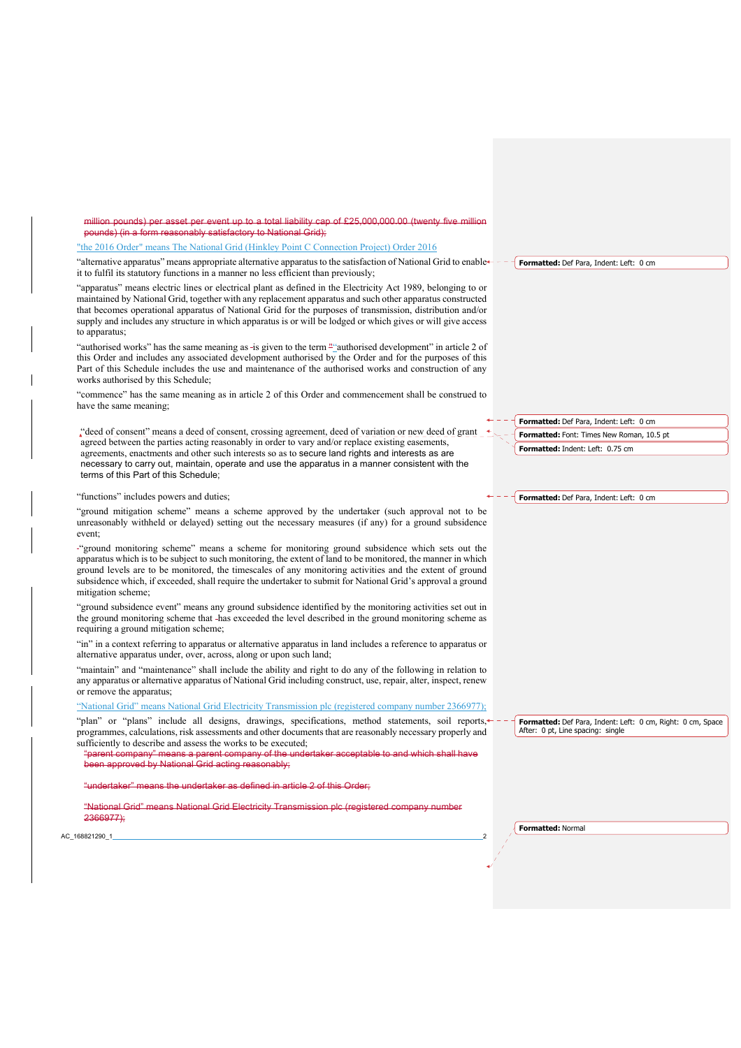~~million pounds) per asset per event up to a total liability cap of £25,000,000.00 (twenty five million pounds) (in a form reasonably satisfactory to National Grid);~~

"the 2016 Order" means The National Grid (Hinkley Point C Connection Project) Order 2016

"alternative apparatus" means appropriate alternative apparatus to the satisfaction of National Grid to enable it to fulfil its statutory functions in a manner no less efficient than previously;

"apparatus" means electric lines or electrical plant as defined in the Electricity Act 1989, belonging to or maintained by National Grid, together with any replacement apparatus and such other apparatus constructed that becomes operational apparatus of National Grid for the purposes of transmission, distribution and/or supply and includes any structure in which apparatus is or will be lodged or which gives or will give access to apparatus;

"authorised works" has the same meaning as is given to the term "authorised development" in article 2 of this Order and includes any associated development authorised by the Order and for the purposes of this Part of this Schedule includes the use and maintenance of the authorised works and construction of any works authorised by this Schedule;

"commence" has the same meaning as in article 2 of this Order and commencement shall be construed to have the same meaning;

"deed of consent" means a deed of consent, crossing agreement, deed of variation or new deed of grant agreed between the parties acting reasonably in order to vary and/or replace existing easements, agreements, enactments and other such interests so as to secure land rights and interests as are necessary to carry out, maintain, operate and use the apparatus in a manner consistent with the terms of this Part of this Schedule;

"functions" includes powers and duties;

"ground mitigation scheme" means a scheme approved by the undertaker (such approval not to be unreasonably withheld or delayed) setting out the necessary measures (if any) for a ground subsidence event;

"ground monitoring scheme" means a scheme for monitoring ground subsidence which sets out the apparatus which is to be subject to such monitoring, the extent of land to be monitored, the manner in which ground levels are to be monitored, the timescales of any monitoring activities and the extent of ground subsidence which, if exceeded, shall require the undertaker to submit for National Grid's approval a ground mitigation scheme;

"ground subsidence event" means any ground subsidence identified by the monitoring activities set out in the ground monitoring scheme that has exceeded the level described in the ground monitoring scheme as requiring a ground mitigation scheme;

"in" in a context referring to apparatus or alternative apparatus in land includes a reference to apparatus or alternative apparatus under, over, across, along or upon such land;

"maintain" and "maintenance" shall include the ability and right to do any of the following in relation to any apparatus or alternative apparatus of National Grid including construct, use, repair, alter, inspect, renew or remove the apparatus;

"National Grid" means National Grid Electricity Transmission plc (registered company number 2366977);

"plan" or "plans" include all designs, drawings, specifications, method statements, soil reports, programmes, calculations, risk assessments and other documents that are reasonably necessary properly and sufficiently to describe and assess the works to be executed;

~~"parent company" means a parent company of the undertaker acceptable to and which shall have been approved by National Grid acting reasonably;~~

~~"undertaker" means the undertaker as defined in article 2 of this Order;~~

~~"National Grid" means National Grid Electricity Transmission plc (registered company number 2366977);~~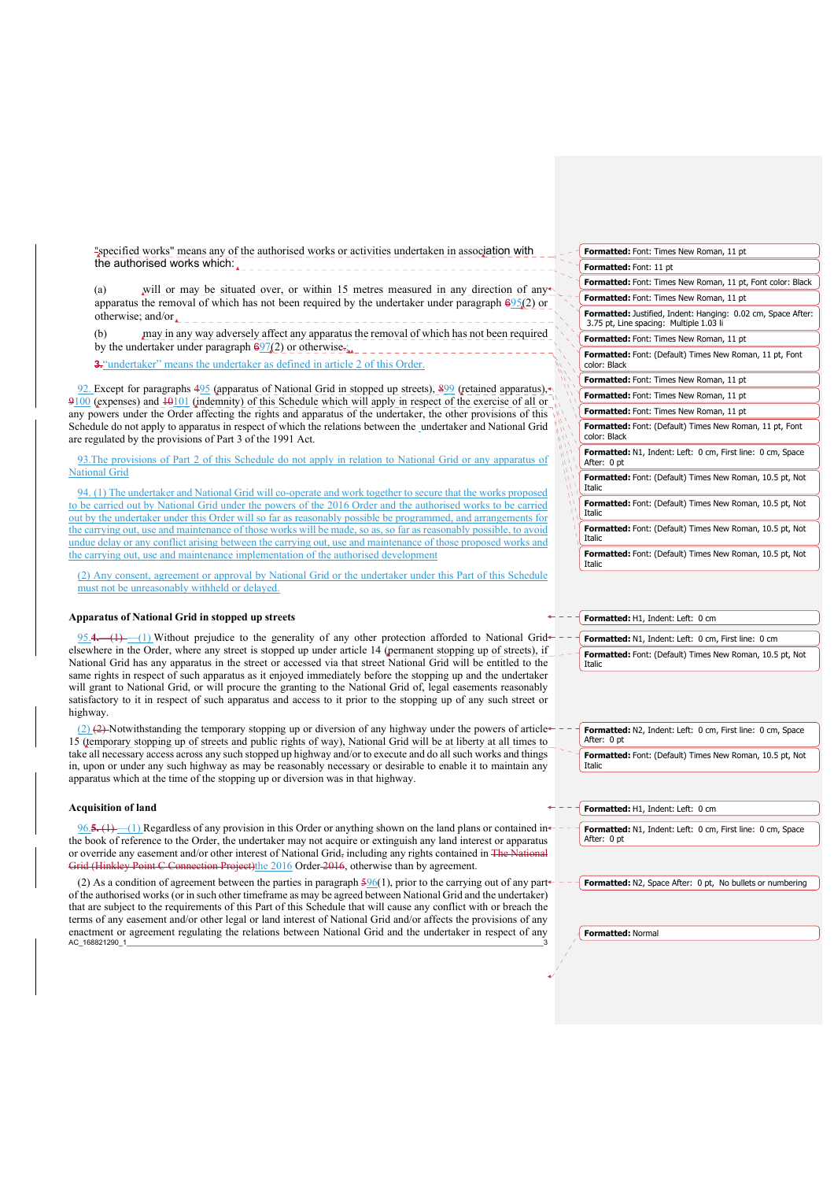"specified works" means any of the authorised works or activities undertaken in association with the authorised works which:

(a) will or may be situated over, or within 15 metres measured in any direction of any apparatus the removal of which has not been required by the undertaker under paragraph 695(2) or otherwise; and/or

(b) may in any way adversely affect any apparatus the removal of which has not been required by the undertaker under paragraph 697(2) or otherwise.

3."undertaker" means the undertaker as defined in article 2 of this Order.

92. Except for paragraphs 495 (apparatus of National Grid in stopped up streets), 899 (retained apparatus), 9100 (expenses) and 10101 (indemnity) of this Schedule which will apply in respect of the exercise of all or any powers under the Order affecting the rights and apparatus of the undertaker, the other provisions of this Schedule do not apply to apparatus in respect of which the relations between the undertaker and National Grid are regulated by the provisions of Part 3 of the 1991 Act.

93.The provisions of Part 2 of this Schedule do not apply in relation to National Grid or any apparatus of National Grid

94. (1) The undertaker and National Grid will co-operate and work together to secure that the works proposed to be carried out by National Grid under the powers of the 2016 Order and the authorised works to be carried out by the undertaker under this Order will so far as reasonably possible be programmed, and arrangements for the carrying out, use and maintenance of those works will be made, so as, so far as reasonably possible, to avoid undue delay or any conflict arising between the carrying out, use and maintenance of those proposed works and the carrying out, use and maintenance implementation of the authorised development

(2) Any consent, agreement or approval by National Grid or the undertaker under this Part of this Schedule must not be unreasonably withheld or delayed.

**Apparatus of National Grid in stopped up streets**

95.4.—(1) —(1) Without prejudice to the generality of any other protection afforded to National Grid elsewhere in the Order, where any street is stopped up under article 14 (permanent stopping up of streets), if National Grid has any apparatus in the street or accessed via that street National Grid will be entitled to the same rights in respect of such apparatus as it enjoyed immediately before the stopping up and the undertaker will grant to National Grid, or will procure the granting to National Grid of, legal easements reasonably satisfactory to it in respect of such apparatus and access to it prior to the stopping up of any such street or highway.

(2) (2) Notwithstanding the temporary stopping up or diversion of any highway under the powers of article 15 (temporary stopping up of streets and public rights of way), National Grid will be at liberty at all times to take all necessary access across any such stopped up highway and/or to execute and do all such works and things in, upon or under any such highway as may be reasonably necessary or desirable to enable it to maintain any apparatus which at the time of the stopping up or diversion was in that highway.

**Acquisition of land**

96.5. (1) —(1) Regardless of any provision in this Order or anything shown on the land plans or contained in the book of reference to the Order, the undertaker may not acquire or extinguish any land interest or apparatus or override any easement and/or other interest of National Grid, including any rights contained in The National Grid (Hinkley Point C Connection Project)the 2016 Order 2016, otherwise than by agreement.

(2) As a condition of agreement between the parties in paragraph 596(1), prior to the carrying out of any part of the authorised works (or in such other timeframe as may be agreed between National Grid and the undertaker) that are subject to the requirements of this Part of this Schedule that will cause any conflict with or breach the terms of any easement and/or other legal or land interest of National Grid and/or affects the provisions of any enactment or agreement regulating the relations between National Grid and the undertaker in respect of any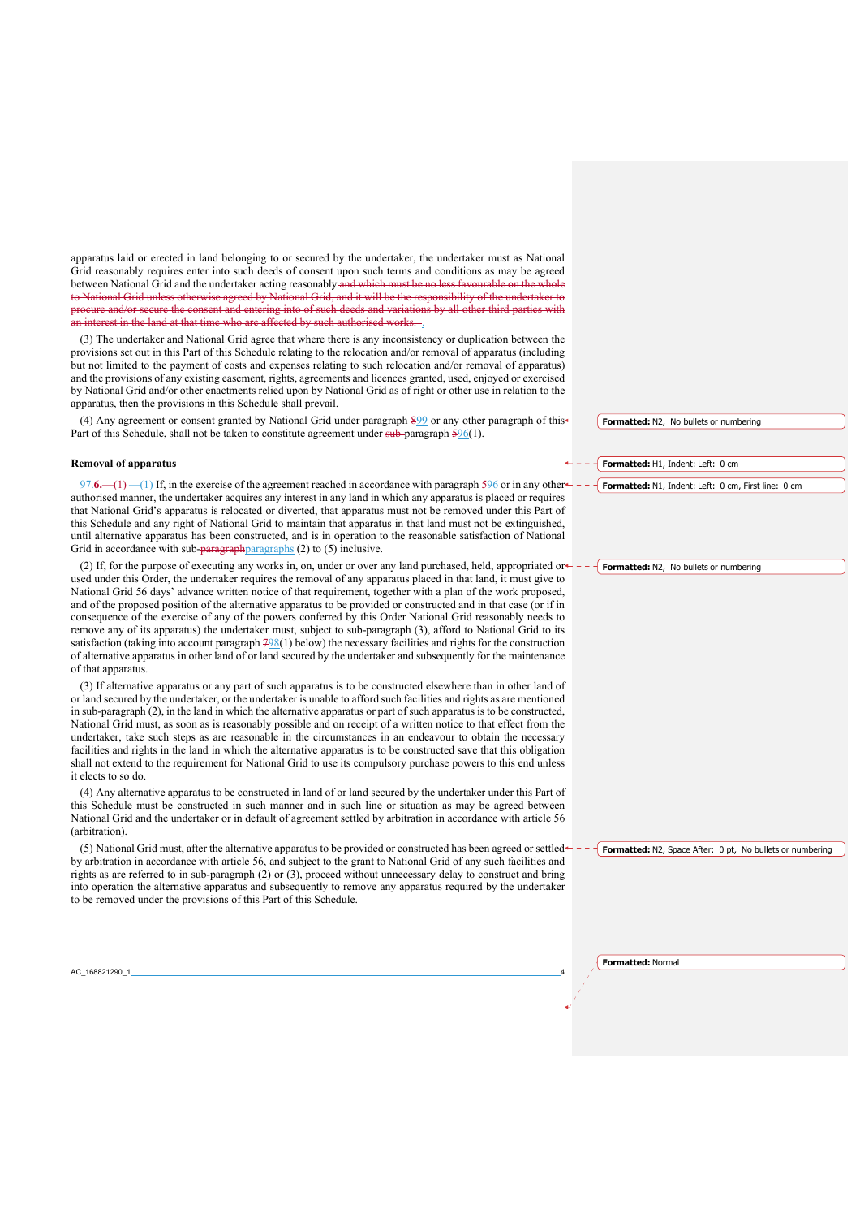apparatus laid or erected in land belonging to or secured by the undertaker, the undertaker must as National Grid reasonably requires enter into such deeds of consent upon such terms and conditions as may be agreed between National Grid and the undertaker acting reasonably and which must be no less favourable on the whole to National Grid unless otherwise agreed by National Grid, and it will be the responsibility of the undertaker to procure and/or secure the consent and entering into of such deeds and variations by all other third parties with an interest in the land at that time who are affected by such authorised works. .

(3) The undertaker and National Grid agree that where there is any inconsistency or duplication between the provisions set out in this Part of this Schedule relating to the relocation and/or removal of apparatus (including but not limited to the payment of costs and expenses relating to such relocation and/or removal of apparatus) and the provisions of any existing easement, rights, agreements and licences granted, used, enjoyed or exercised by National Grid and/or other enactments relied upon by National Grid as of right or other use in relation to the apparatus, then the provisions in this Schedule shall prevail.

(4) Any agreement or consent granted by National Grid under paragraph 899 or any other paragraph of this Part of this Schedule, shall not be taken to constitute agreement under sub-paragraph 596(1).

**Removal of apparatus**

97.6.—(1) —(1) If, in the exercise of the agreement reached in accordance with paragraph 596 or in any other authorised manner, the undertaker acquires any interest in any land in which any apparatus is placed or requires that National Grid's apparatus is relocated or diverted, that apparatus must not be removed under this Part of this Schedule and any right of National Grid to maintain that apparatus in that land must not be extinguished, until alternative apparatus has been constructed, and is in operation to the reasonable satisfaction of National Grid in accordance with sub-paragraphparagraphs (2) to (5) inclusive.

(2) If, for the purpose of executing any works in, on, under or over any land purchased, held, appropriated or used under this Order, the undertaker requires the removal of any apparatus placed in that land, it must give to National Grid 56 days' advance written notice of that requirement, together with a plan of the work proposed, and of the proposed position of the alternative apparatus to be provided or constructed and in that case (or if in consequence of the exercise of any of the powers conferred by this Order National Grid reasonably needs to remove any of its apparatus) the undertaker must, subject to sub-paragraph (3), afford to National Grid to its satisfaction (taking into account paragraph 798(1) below) the necessary facilities and rights for the construction of alternative apparatus in other land of or land secured by the undertaker and subsequently for the maintenance of that apparatus.

(3) If alternative apparatus or any part of such apparatus is to be constructed elsewhere than in other land of or land secured by the undertaker, or the undertaker is unable to afford such facilities and rights as are mentioned in sub-paragraph (2), in the land in which the alternative apparatus or part of such apparatus is to be constructed, National Grid must, as soon as is reasonably possible and on receipt of a written notice to that effect from the undertaker, take such steps as are reasonable in the circumstances in an endeavour to obtain the necessary facilities and rights in the land in which the alternative apparatus is to be constructed save that this obligation shall not extend to the requirement for National Grid to use its compulsory purchase powers to this end unless it elects to so do.

(4) Any alternative apparatus to be constructed in land of or land secured by the undertaker under this Part of this Schedule must be constructed in such manner and in such line or situation as may be agreed between National Grid and the undertaker or in default of agreement settled by arbitration in accordance with article 56 (arbitration).

(5) National Grid must, after the alternative apparatus to be provided or constructed has been agreed or settled by arbitration in accordance with article 56, and subject to the grant to National Grid of any such facilities and rights as are referred to in sub-paragraph (2) or (3), proceed without unnecessary delay to construct and bring into operation the alternative apparatus and subsequently to remove any apparatus required by the undertaker to be removed under the provisions of this Part of this Schedule.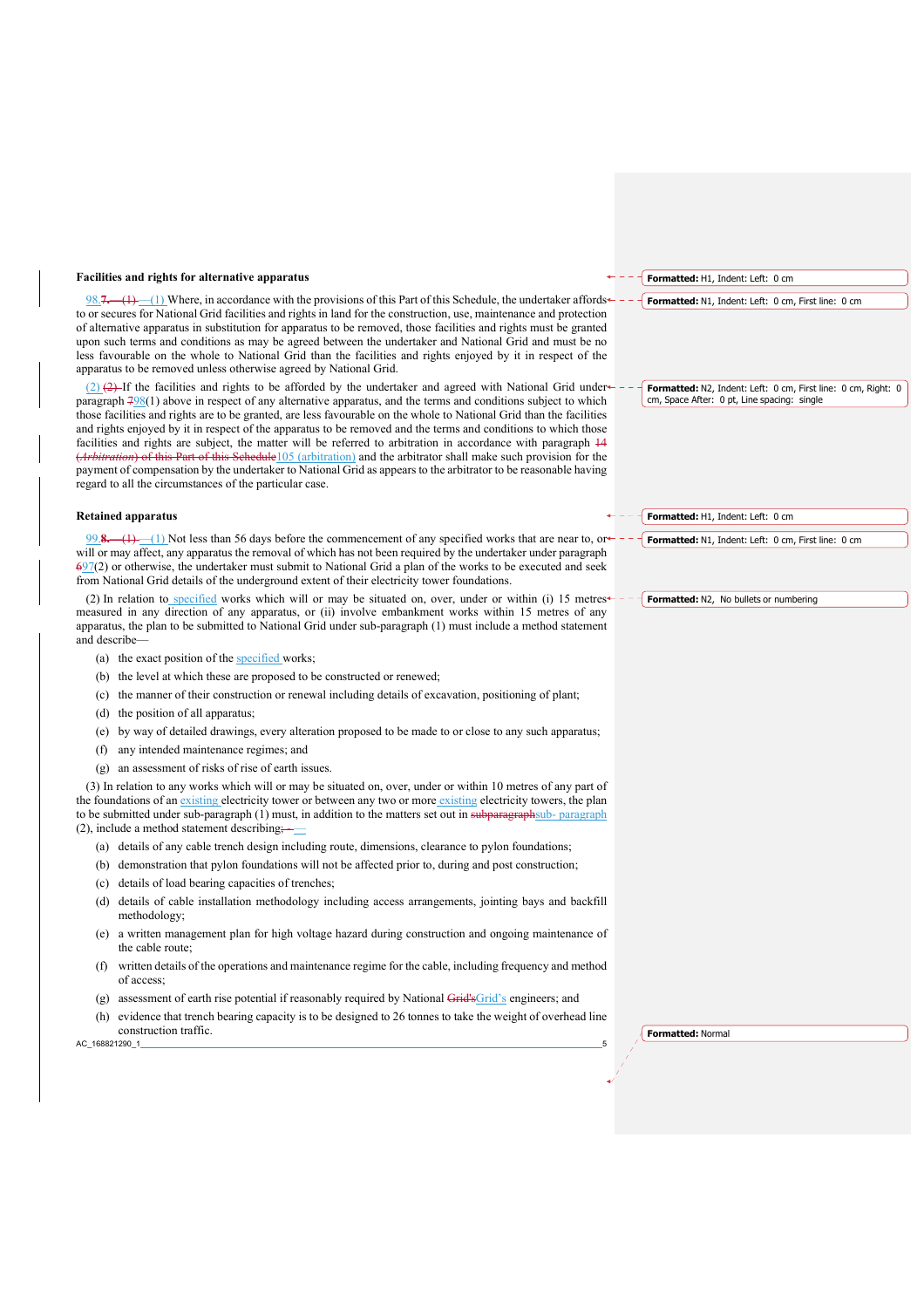**Facilities and rights for alternative apparatus**

98.—(1) Where, in accordance with the provisions of this Part of this Schedule, the undertaker affords to or secures for National Grid facilities and rights in land for the construction, use, maintenance and protection of alternative apparatus in substitution for apparatus to be removed, those facilities and rights must be granted upon such terms and conditions as may be agreed between the undertaker and National Grid and must be no less favourable on the whole to National Grid than the facilities and rights enjoyed by it in respect of the apparatus to be removed unless otherwise agreed by National Grid.

(2) If the facilities and rights to be afforded by the undertaker and agreed with National Grid under paragraph 98(1) above in respect of any alternative apparatus, and the terms and conditions subject to which those facilities and rights are to be granted, are less favourable on the whole to National Grid than the facilities and rights enjoyed by it in respect of the apparatus to be removed and the terms and conditions to which those facilities and rights are subject, the matter will be referred to arbitration in accordance with paragraph 105 (arbitration) and the arbitrator shall make such provision for the payment of compensation by the undertaker to National Grid as appears to the arbitrator to be reasonable having regard to all the circumstances of the particular case.

**Retained apparatus**

99.—(1) Not less than 56 days before the commencement of any specified works that are near to, or will or may affect, any apparatus the removal of which has not been required by the undertaker under paragraph 97(2) or otherwise, the undertaker must submit to National Grid a plan of the works to be executed and seek from National Grid details of the underground extent of their electricity tower foundations.

(2) In relation to specified works which will or may be situated on, over, under or within (i) 15 metres measured in any direction of any apparatus, or (ii) involve embankment works within 15 metres of any apparatus, the plan to be submitted to National Grid under sub-paragraph (1) must include a method statement and describe—

(a) the exact position of the specified works;

(b) the level at which these are proposed to be constructed or renewed;

(c) the manner of their construction or renewal including details of excavation, positioning of plant;

(d) the position of all apparatus;

(e) by way of detailed drawings, every alteration proposed to be made to or close to any such apparatus;

(f) any intended maintenance regimes; and

(g) an assessment of risks of rise of earth issues.

(3) In relation to any works which will or may be situated on, over, under or within 10 metres of any part of the foundations of an existing electricity tower or between any two or more existing electricity towers, the plan to be submitted under sub-paragraph (1) must, in addition to the matters set out in sub- paragraph (2), include a method statement describing—

(a) details of any cable trench design including route, dimensions, clearance to pylon foundations;

(b) demonstration that pylon foundations will not be affected prior to, during and post construction;

(c) details of load bearing capacities of trenches;

(d) details of cable installation methodology including access arrangements, jointing bays and backfill methodology;

(e) a written management plan for high voltage hazard during construction and ongoing maintenance of the cable route;

(f) written details of the operations and maintenance regime for the cable, including frequency and method of access;

(g) assessment of earth rise potential if reasonably required by National Grid's engineers; and

(h) evidence that trench bearing capacity is to be designed to 26 tonnes to take the weight of overhead line construction traffic.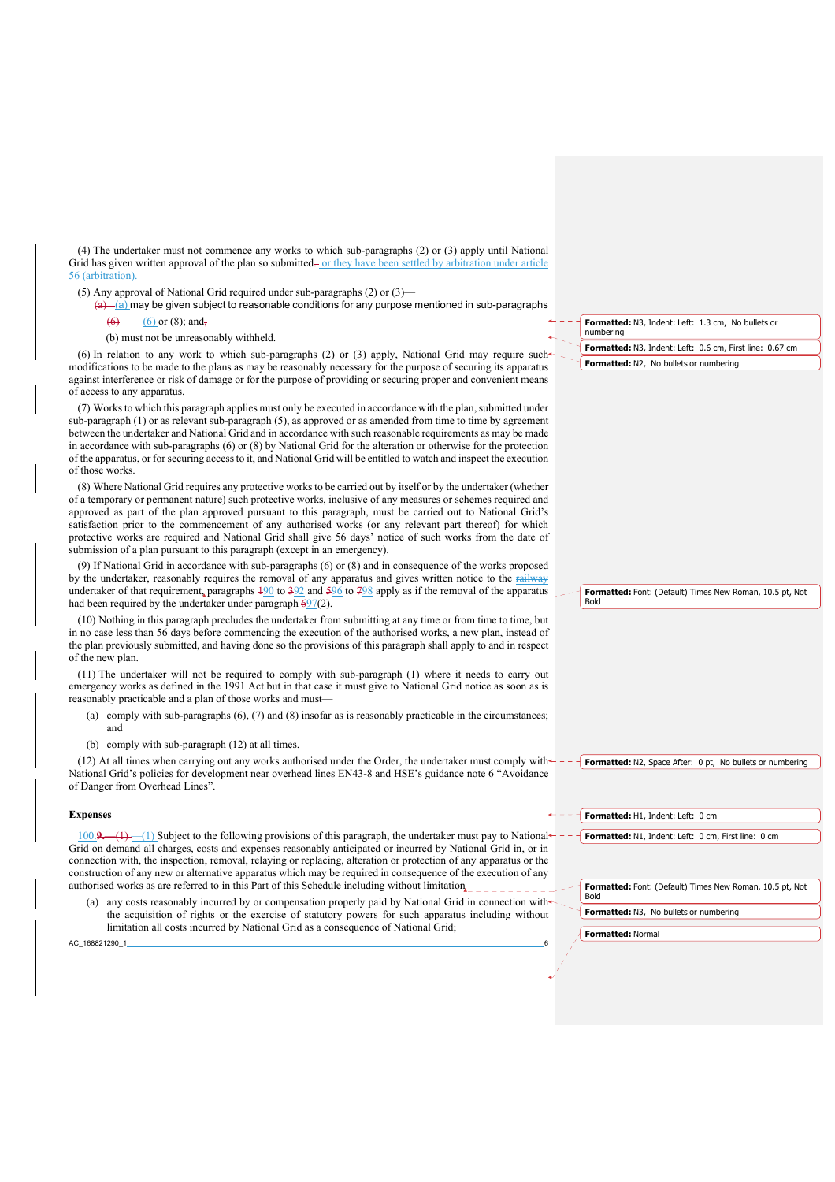(4) The undertaker must not commence any works to which sub-paragraphs (2) or (3) apply until National Grid has given written approval of the plan so submitted or they have been settled by arbitration under article 56 (arbitration).

(5) Any approval of National Grid required under sub-paragraphs (2) or (3)—

(a) may be given subject to reasonable conditions for any purpose mentioned in sub-paragraphs (6) or (8); and

(b) must not be unreasonably withheld.

(6) In relation to any work to which sub-paragraphs (2) or (3) apply, National Grid may require such modifications to be made to the plans as may be reasonably necessary for the purpose of securing its apparatus against interference or risk of damage or for the purpose of providing or securing proper and convenient means of access to any apparatus.

(7) Works to which this paragraph applies must only be executed in accordance with the plan, submitted under sub-paragraph (1) or as relevant sub-paragraph (5), as approved or as amended from time to time by agreement between the undertaker and National Grid and in accordance with such reasonable requirements as may be made in accordance with sub-paragraphs (6) or (8) by National Grid for the alteration or otherwise for the protection of the apparatus, or for securing access to it, and National Grid will be entitled to watch and inspect the execution of those works.

(8) Where National Grid requires any protective works to be carried out by itself or by the undertaker (whether of a temporary or permanent nature) such protective works, inclusive of any measures or schemes required and approved as part of the plan approved pursuant to this paragraph, must be carried out to National Grid's satisfaction prior to the commencement of any authorised works (or any relevant part thereof) for which protective works are required and National Grid shall give 56 days' notice of such works from the date of submission of a plan pursuant to this paragraph (except in an emergency).

(9) If National Grid in accordance with sub-paragraphs (6) or (8) and in consequence of the works proposed by the undertaker, reasonably requires the removal of any apparatus and gives written notice to the undertaker of that requirement, paragraphs 90 to 92 and 96 to 98 apply as if the removal of the apparatus had been required by the undertaker under paragraph 97(2).

(10) Nothing in this paragraph precludes the undertaker from submitting at any time or from time to time, but in no case less than 56 days before commencing the execution of the authorised works, a new plan, instead of the plan previously submitted, and having done so the provisions of this paragraph shall apply to and in respect of the new plan.

(11) The undertaker will not be required to comply with sub-paragraph (1) where it needs to carry out emergency works as defined in the 1991 Act but in that case it must give to National Grid notice as soon as is reasonably practicable and a plan of those works and must—

(a) comply with sub-paragraphs (6), (7) and (8) insofar as is reasonably practicable in the circumstances; and

(b) comply with sub-paragraph (12) at all times.

(12) At all times when carrying out any works authorised under the Order, the undertaker must comply with National Grid's policies for development near overhead lines EN43-8 and HSE's guidance note 6 "Avoidance of Danger from Overhead Lines".

**Expenses**

100.—(1) Subject to the following provisions of this paragraph, the undertaker must pay to National Grid on demand all charges, costs and expenses reasonably anticipated or incurred by National Grid in, or in connection with, the inspection, removal, relaying or replacing, alteration or protection of any apparatus or the construction of any new or alternative apparatus which may be required in consequence of the execution of any authorised works as are referred to in this Part of this Schedule including without limitation—

(a) any costs reasonably incurred by or compensation properly paid by National Grid in connection with the acquisition of rights or the exercise of statutory powers for such apparatus including without limitation all costs incurred by National Grid as a consequence of National Grid;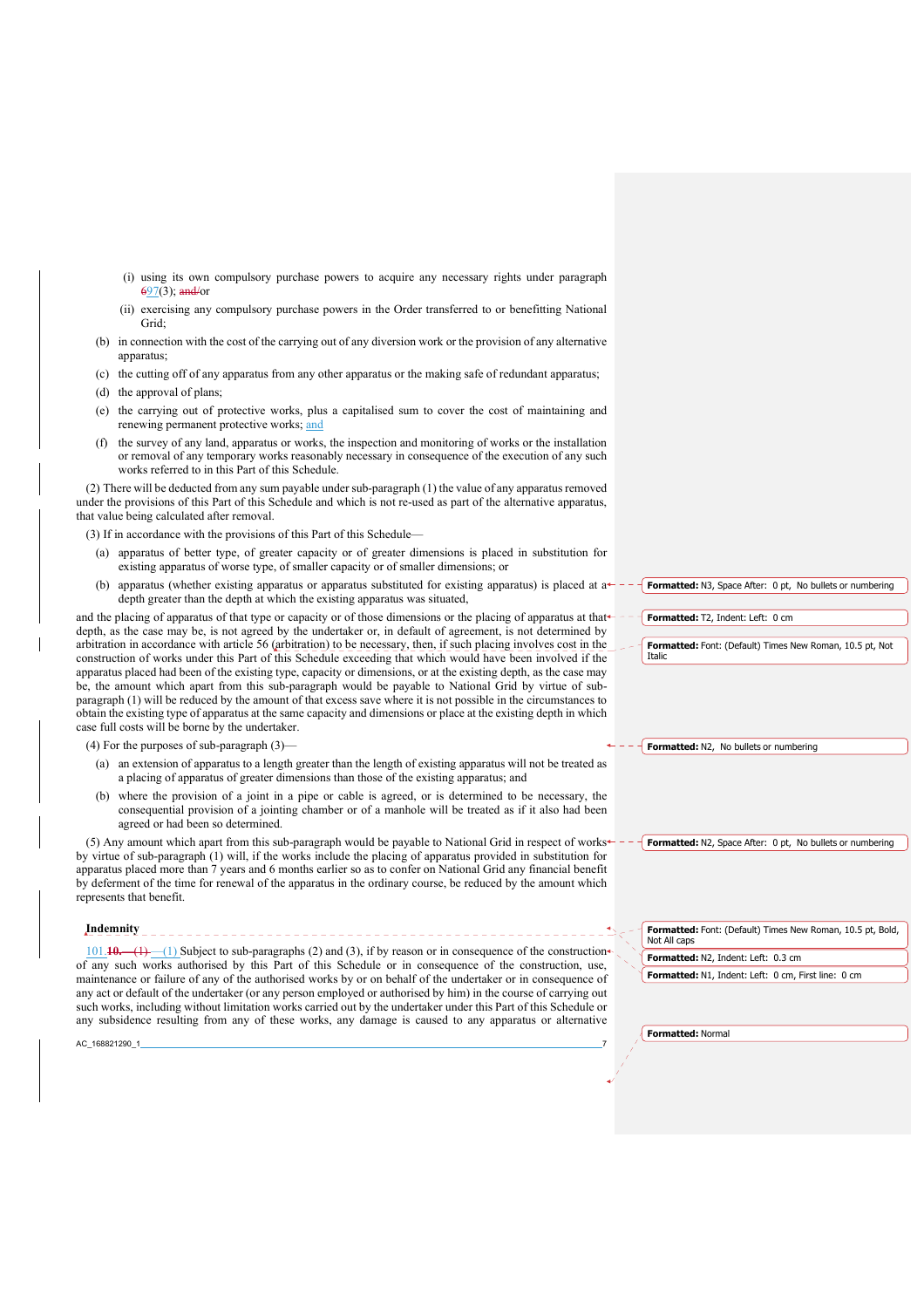(i) using its own compulsory purchase powers to acquire any necessary rights under paragraph 697(3); and/or

(ii) exercising any compulsory purchase powers in the Order transferred to or benefitting National Grid;

(b) in connection with the cost of the carrying out of any diversion work or the provision of any alternative apparatus;

(c) the cutting off of any apparatus from any other apparatus or the making safe of redundant apparatus;

(d) the approval of plans;

(e) the carrying out of protective works, plus a capitalised sum to cover the cost of maintaining and renewing permanent protective works; and

(f) the survey of any land, apparatus or works, the inspection and monitoring of works or the installation or removal of any temporary works reasonably necessary in consequence of the execution of any such works referred to in this Part of this Schedule.

(2) There will be deducted from any sum payable under sub-paragraph (1) the value of any apparatus removed under the provisions of this Part of this Schedule and which is not re-used as part of the alternative apparatus, that value being calculated after removal.

(3) If in accordance with the provisions of this Part of this Schedule—

(a) apparatus of better type, of greater capacity or of greater dimensions is placed in substitution for existing apparatus of worse type, of smaller capacity or of smaller dimensions; or

(b) apparatus (whether existing apparatus or apparatus substituted for existing apparatus) is placed at a depth greater than the depth at which the existing apparatus was situated,

and the placing of apparatus of that type or capacity or of those dimensions or the placing of apparatus at that depth, as the case may be, is not agreed by the undertaker or, in default of agreement, is not determined by arbitration in accordance with article 56 (arbitration) to be necessary, then, if such placing involves cost in the construction of works under this Part of this Schedule exceeding that which would have been involved if the apparatus placed had been of the existing type, capacity or dimensions, or at the existing depth, as the case may be, the amount which apart from this sub-paragraph would be payable to National Grid by virtue of sub-paragraph (1) will be reduced by the amount of that excess save where it is not possible in the circumstances to obtain the existing type of apparatus at the same capacity and dimensions or place at the existing depth in which case full costs will be borne by the undertaker.

(4) For the purposes of sub-paragraph (3)—

(a) an extension of apparatus to a length greater than the length of existing apparatus will not be treated as a placing of apparatus of greater dimensions than those of the existing apparatus; and

(b) where the provision of a joint in a pipe or cable is agreed, or is determined to be necessary, the consequential provision of a jointing chamber or of a manhole will be treated as if it also had been agreed or had been so determined.

(5) Any amount which apart from this sub-paragraph would be payable to National Grid in respect of works by virtue of sub-paragraph (1) will, if the works include the placing of apparatus provided in substitution for apparatus placed more than 7 years and 6 months earlier so as to confer on National Grid any financial benefit by deferment of the time for renewal of the apparatus in the ordinary course, be reduced by the amount which represents that benefit.

**Indemnity**

101.~~10.—(1)~~—(1) Subject to sub-paragraphs (2) and (3), if by reason or in consequence of the construction of any such works authorised by this Part of this Schedule or in consequence of the construction, use, maintenance or failure of any of the authorised works by or on behalf of the undertaker or in consequence of any act or default of the undertaker (or any person employed or authorised by him) in the course of carrying out such works, including without limitation works carried out by the undertaker under this Part of this Schedule or any subsidence resulting from any of these works, any damage is caused to any apparatus or alternative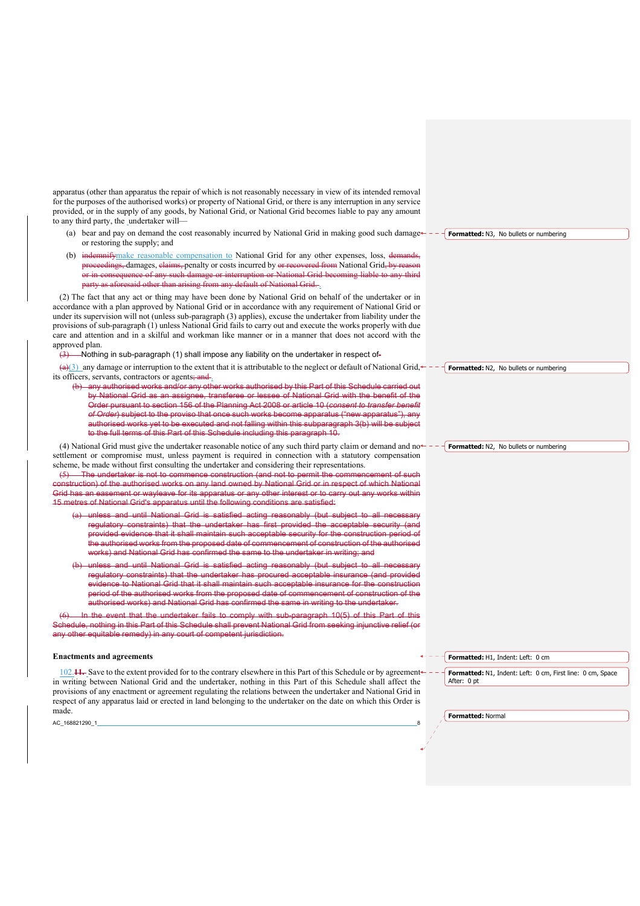apparatus (other than apparatus the repair of which is not reasonably necessary in view of its intended removal for the purposes of the authorised works) or property of National Grid, or there is any interruption in any service provided, or in the supply of any goods, by National Grid, or National Grid becomes liable to pay any amount to any third party, the undertaker will—

(a) bear and pay on demand the cost reasonably incurred by National Grid in making good such damage or restoring the supply; and

(b) ~~indemnify~~make reasonable compensation to National Grid for any other expenses, loss, ~~demands, proceedings,~~ damages, ~~claims,~~ penalty or costs incurred by ~~or recovered from~~ National Grid~~, by reason or in consequence of any such damage or interruption or National Grid becoming liable to any third party as aforesaid other than arising from any default of National Grid.~~.

(2) The fact that any act or thing may have been done by National Grid on behalf of the undertaker or in accordance with a plan approved by National Grid or in accordance with any requirement of National Grid or under its supervision will not (unless sub-paragraph (3) applies), excuse the undertaker from liability under the provisions of sub-paragraph (1) unless National Grid fails to carry out and execute the works properly with due care and attention and in a skilful and workman like manner or in a manner that does not accord with the approved plan.

~~(3) Nothing in sub-paragraph (1) shall impose any liability on the undertaker in respect of-~~

~~(a)~~(3) any damage or interruption to the extent that it is attributable to the neglect or default of National Grid, its officers, servants, contractors or agents~~; and~~.

~~(b) any authorised works and/or any other works authorised by this Part of this Schedule carried out by National Grid as an assignee, transferee or lessee of National Grid with the benefit of the Order pursuant to section 156 of the Planning Act 2008 or article 10 (*consent to transfer benefit of Order*) subject to the proviso that once such works become apparatus ("new apparatus"), any authorised works yet to be executed and not falling within this subparagraph 3(b) will be subject to the full terms of this Part of this Schedule including this paragraph 10.~~

(4) National Grid must give the undertaker reasonable notice of any such third party claim or demand and no settlement or compromise must, unless payment is required in connection with a statutory compensation scheme, be made without first consulting the undertaker and considering their representations.

~~(5) The undertaker is not to commence construction (and not to permit the commencement of such construction) of the authorised works on any land owned by National Grid or in respect of which National Grid has an easement or wayleave for its apparatus or any other interest or to carry out any works within 15 metres of National Grid's apparatus until the following conditions are satisfied:~~

~~(a) unless and until National Grid is satisfied acting reasonably (but subject to all necessary regulatory constraints) that the undertaker has first provided the acceptable security (and provided evidence that it shall maintain such acceptable security for the construction period of the authorised works from the proposed date of commencement of construction of the authorised works) and National Grid has confirmed the same to the undertaker in writing; and~~

~~(b) unless and until National Grid is satisfied acting reasonably (but subject to all necessary regulatory constraints) that the undertaker has procured acceptable insurance (and provided evidence to National Grid that it shall maintain such acceptable insurance for the construction period of the authorised works from the proposed date of commencement of construction of the authorised works) and National Grid has confirmed the same in writing to the undertaker.~~

~~(6) In the event that the undertaker fails to comply with sub-paragraph 10(5) of this Part of this Schedule, nothing in this Part of this Schedule shall prevent National Grid from seeking injunctive relief (or any other equitable remedy) in any court of competent jurisdiction.~~

### Enactments and agreements

102.~~11.~~ Save to the extent provided for to the contrary elsewhere in this Part of this Schedule or by agreement in writing between National Grid and the undertaker, nothing in this Part of this Schedule shall affect the provisions of any enactment or agreement regulating the relations between the undertaker and National Grid in respect of any apparatus laid or erected in land belonging to the undertaker on the date on which this Order is made.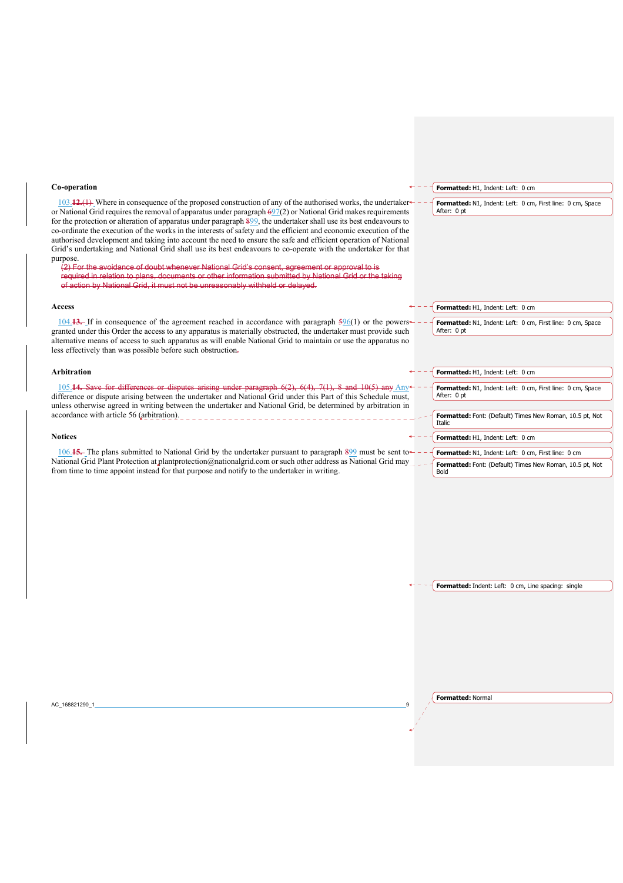**Co-operation**

103.12.(1) Where in consequence of the proposed construction of any of the authorised works, the undertaker or National Grid requires the removal of apparatus under paragraph 697(2) or National Grid makes requirements for the protection or alteration of apparatus under paragraph 899, the undertaker shall use its best endeavours to co-ordinate the execution of the works in the interests of safety and the efficient and economic execution of the authorised development and taking into account the need to ensure the safe and efficient operation of National Grid's undertaking and National Grid shall use its best endeavours to co-operate with the undertaker for that purpose.

(2) For the avoidance of doubt whenever National Grid's consent, agreement or approval to is required in relation to plans, documents or other information submitted by National Grid or the taking of action by National Grid, it must not be unreasonably withheld or delayed.

**Access**

104.13. If in consequence of the agreement reached in accordance with paragraph 596(1) or the powers granted under this Order the access to any apparatus is materially obstructed, the undertaker must provide such alternative means of access to such apparatus as will enable National Grid to maintain or use the apparatus no less effectively than was possible before such obstruction.

**Arbitration**

105.14. Save for differences or disputes arising under paragraph 6(2), 6(4), 7(1), 8 and 10(5) any Any difference or dispute arising between the undertaker and National Grid under this Part of this Schedule must, unless otherwise agreed in writing between the undertaker and National Grid, be determined by arbitration in accordance with article 56 (arbitration).

**Notices**

106.15. The plans submitted to National Grid by the undertaker pursuant to paragraph 899 must be sent to National Grid Plant Protection at plantprotection@nationalgrid.com or such other address as National Grid may from time to time appoint instead for that purpose and notify to the undertaker in writing.